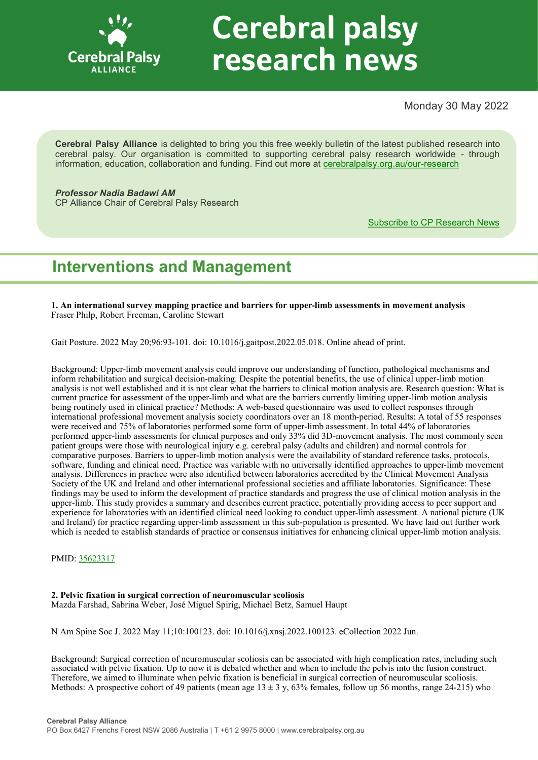# Cerebral palsy research news

Monday 30 May 2022

**Cerebral Palsy Alliance** is delighted to bring you this free weekly bulletin of the latest published research into cerebral palsy. Our organisation is committed to supporting cerebral palsy research worldwide - through information, education, collaboration and funding. Find out more at [cerebralpalsy.org.au/our-research](cerebralpalsy.org.au/our-research)

***Professor Nadia Badawi AM***
CP Alliance Chair of Cerebral Palsy Research

[Subscribe to CP Research News]

## Interventions and Management

**1. An international survey mapping practice and barriers for upper-limb assessments in movement analysis**
Fraser Philp, Robert Freeman, Caroline Stewart

Gait Posture. 2022 May 20;96:93-101. doi: 10.1016/j.gaitpost.2022.05.018. Online ahead of print.

Background: Upper-limb movement analysis could improve our understanding of function, pathological mechanisms and inform rehabilitation and surgical decision-making. Despite the potential benefits, the use of clinical upper-limb motion analysis is not well established and it is not clear what the barriers to clinical motion analysis are. Research question: What is current practice for assessment of the upper-limb and what are the barriers currently limiting upper-limb motion analysis being routinely used in clinical practice? Methods: A web-based questionnaire was used to collect responses through international professional movement analysis society coordinators over an 18 month-period. Results: A total of 55 responses were received and 75% of laboratories performed some form of upper-limb assessment. In total 44% of laboratories performed upper-limb assessments for clinical purposes and only 33% did 3D-movement analysis. The most commonly seen patient groups were those with neurological injury e.g. cerebral palsy (adults and children) and normal controls for comparative purposes. Barriers to upper-limb motion analysis were the availability of standard reference tasks, protocols, software, funding and clinical need. Practice was variable with no universally identified approaches to upper-limb movement analysis. Differences in practice were also identified between laboratories accredited by the Clinical Movement Analysis Society of the UK and Ireland and other international professional societies and affiliate laboratories. Significance: These findings may be used to inform the development of practice standards and progress the use of clinical motion analysis in the upper-limb. This study provides a summary and describes current practice, potentially providing access to peer support and experience for laboratories with an identified clinical need looking to conduct upper-limb assessment. A national picture (UK and Ireland) for practice regarding upper-limb assessment in this sub-population is presented. We have laid out further work which is needed to establish standards of practice or consensus initiatives for enhancing clinical upper-limb motion analysis.

PMID: [35623317]

**2. Pelvic fixation in surgical correction of neuromuscular scoliosis**
Mazda Farshad, Sabrina Weber, José Miguel Spirig, Michael Betz, Samuel Haupt

N Am Spine Soc J. 2022 May 11;10:100123. doi: 10.1016/j.xnsj.2022.100123. eCollection 2022 Jun.

Background: Surgical correction of neuromuscular scoliosis can be associated with high complication rates, including such associated with pelvic fixation. Up to now it is debated whether and when to include the pelvis into the fusion construct. Therefore, we aimed to illuminate when pelvic fixation is beneficial in surgical correction of neuromuscular scoliosis. Methods: A prospective cohort of 49 patients (mean age 13 ± 3 y, 63% females, follow up 56 months, range 24-215) who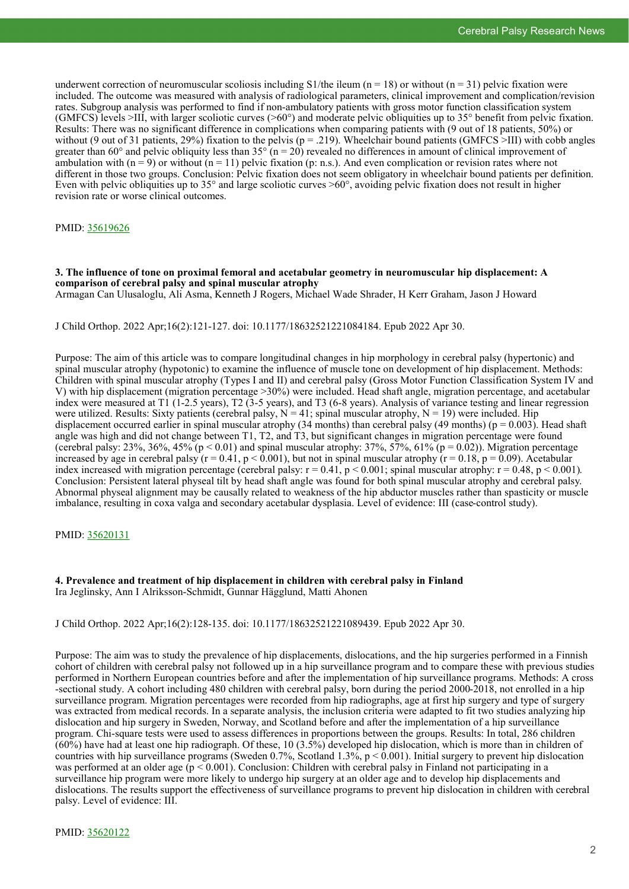underwent correction of neuromuscular scoliosis including S1/the ileum ($n = 18$) or without ($n = 31$) pelvic fixation were included. The outcome was measured with analysis of radiological parameters, clinical improvement and complication/revision rates. Subgroup analysis was performed to find if non-ambulatory patients with gross motor function classification system (GMFCS) levels >III, with larger scoliotic curves (>60°) and moderate pelvic obliquities up to 35° benefit from pelvic fixation. Results: There was no significant difference in complications when comparing patients with (9 out of 18 patients, 50%) or without (9 out of 31 patients, 29%) fixation to the pelvis ($p = .219$). Wheelchair bound patients (GMFCS >III) with cobb angles greater than 60° and pelvic obliquity less than 35° ($n = 20$) revealed no differences in amount of clinical improvement of ambulation with ($n = 9$) or without ($n = 11$) pelvic fixation (p: n.s.). And even complication or revision rates where not different in those two groups. Conclusion: Pelvic fixation does not seem obligatory in wheelchair bound patients per definition. Even with pelvic obliquities up to 35° and large scoliotic curves >60°, avoiding pelvic fixation does not result in higher revision rate or worse clinical outcomes.

PMID: 35619626

### 3. The influence of tone on proximal femoral and acetabular geometry in neuromuscular hip displacement: A comparison of cerebral palsy and spinal muscular atrophy

Armagan Can Ulusaloglu, Ali Asma, Kenneth J Rogers, Michael Wade Shrader, H Kerr Graham, Jason J Howard

J Child Orthop. 2022 Apr;16(2):121-127. doi: 10.1177/18632521221084184. Epub 2022 Apr 30.

Purpose: The aim of this article was to compare longitudinal changes in hip morphology in cerebral palsy (hypertonic) and spinal muscular atrophy (hypotonic) to examine the influence of muscle tone on development of hip displacement. Methods: Children with spinal muscular atrophy (Types I and II) and cerebral palsy (Gross Motor Function Classification System IV and V) with hip displacement (migration percentage >30%) were included. Head shaft angle, migration percentage, and acetabular index were measured at T1 (1-2.5 years), T2 (3-5 years), and T3 (6-8 years). Analysis of variance testing and linear regression were utilized. Results: Sixty patients (cerebral palsy, $N = 41$; spinal muscular atrophy, $N = 19$) were included. Hip displacement occurred earlier in spinal muscular atrophy (34 months) than cerebral palsy (49 months) ($p = 0.003$). Head shaft angle was high and did not change between T1, T2, and T3, but significant changes in migration percentage were found (cerebral palsy: 23%, 36%, 45% ($p < 0.01$) and spinal muscular atrophy: 37%, 57%, 61% ($p = 0.02$)). Migration percentage increased by age in cerebral palsy ($r = 0.41$, $p < 0.001$), but not in spinal muscular atrophy ($r = 0.18$, $p = 0.09$). Acetabular index increased with migration percentage (cerebral palsy: $r = 0.41$, $p < 0.001$; spinal muscular atrophy: $r = 0.48$, $p < 0.001$). Conclusion: Persistent lateral physeal tilt by head shaft angle was found for both spinal muscular atrophy and cerebral palsy. Abnormal physeal alignment may be causally related to weakness of the hip abductor muscles rather than spasticity or muscle imbalance, resulting in coxa valga and secondary acetabular dysplasia. Level of evidence: III (case-control study).

PMID: 35620131

### 4. Prevalence and treatment of hip displacement in children with cerebral palsy in Finland

Ira Jeglinsky, Ann I Alriksson-Schmidt, Gunnar Hägglund, Matti Ahonen

J Child Orthop. 2022 Apr;16(2):128-135. doi: 10.1177/18632521221089439. Epub 2022 Apr 30.

Purpose: The aim was to study the prevalence of hip displacements, dislocations, and the hip surgeries performed in a Finnish cohort of children with cerebral palsy not followed up in a hip surveillance program and to compare these with previous studies performed in Northern European countries before and after the implementation of hip surveillance programs. Methods: A cross-sectional study. A cohort including 480 children with cerebral palsy, born during the period 2000-2018, not enrolled in a hip surveillance program. Migration percentages were recorded from hip radiographs, age at first hip surgery and type of surgery was extracted from medical records. In a separate analysis, the inclusion criteria were adapted to fit two studies analyzing hip dislocation and hip surgery in Sweden, Norway, and Scotland before and after the implementation of a hip surveillance program. Chi-square tests were used to assess differences in proportions between the groups. Results: In total, 286 children (60%) have had at least one hip radiograph. Of these, 10 (3.5%) developed hip dislocation, which is more than in children of countries with hip surveillance programs (Sweden 0.7%, Scotland 1.3%, $p < 0.001$). Initial surgery to prevent hip dislocation was performed at an older age ($p < 0.001$). Conclusion: Children with cerebral palsy in Finland not participating in a surveillance hip program were more likely to undergo hip surgery at an older age and to develop hip displacements and dislocations. The results support the effectiveness of surveillance programs to prevent hip dislocation in children with cerebral palsy. Level of evidence: III.

PMID: 35620122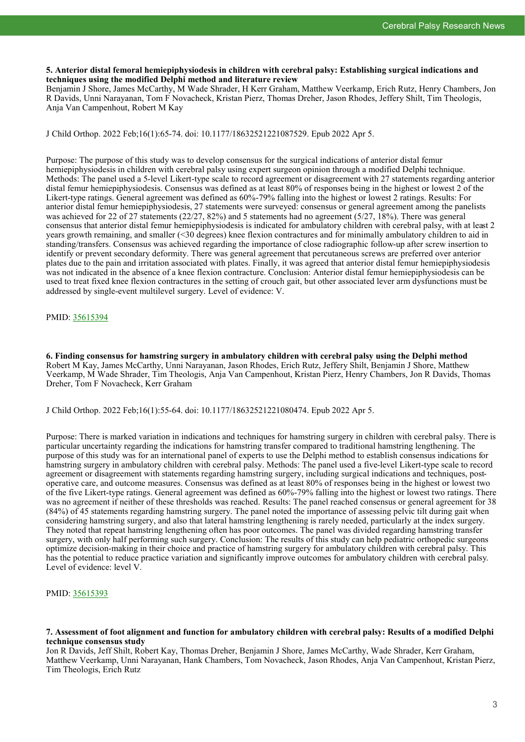**5. Anterior distal femoral hemiepiphysiodesis in children with cerebral palsy: Establishing surgical indications and techniques using the modified Delphi method and literature review**

Benjamin J Shore, James McCarthy, M Wade Shrader, H Kerr Graham, Matthew Veerkamp, Erich Rutz, Henry Chambers, Jon R Davids, Unni Narayanan, Tom F Novacheck, Kristan Pierz, Thomas Dreher, Jason Rhodes, Jeffery Shilt, Tim Theologis, Anja Van Campenhout, Robert M Kay

J Child Orthop. 2022 Feb;16(1):65-74. doi: 10.1177/18632521221087529. Epub 2022 Apr 5.

Purpose: The purpose of this study was to develop consensus for the surgical indications of anterior distal femur hemiepiphysiodesis in children with cerebral palsy using expert surgeon opinion through a modified Delphi technique. Methods: The panel used a 5-level Likert-type scale to record agreement or disagreement with 27 statements regarding anterior distal femur hemiepiphysiodesis. Consensus was defined as at least 80% of responses being in the highest or lowest 2 of the Likert-type ratings. General agreement was defined as 60%-79% falling into the highest or lowest 2 ratings. Results: For anterior distal femur hemiepiphysiodesis, 27 statements were surveyed: consensus or general agreement among the panelists was achieved for 22 of 27 statements (22/27, 82%) and 5 statements had no agreement (5/27, 18%). There was general consensus that anterior distal femur hemiepiphysiodesis is indicated for ambulatory children with cerebral palsy, with at least 2 years growth remaining, and smaller (<30 degrees) knee flexion contractures and for minimally ambulatory children to aid in standing/transfers. Consensus was achieved regarding the importance of close radiographic follow-up after screw insertion to identify or prevent secondary deformity. There was general agreement that percutaneous screws are preferred over anterior plates due to the pain and irritation associated with plates. Finally, it was agreed that anterior distal femur hemiepiphysiodesis was not indicated in the absence of a knee flexion contracture. Conclusion: Anterior distal femur hemiepiphysiodesis can be used to treat fixed knee flexion contractures in the setting of crouch gait, but other associated lever arm dysfunctions must be addressed by single-event multilevel surgery. Level of evidence: V.

PMID: 35615394

**6. Finding consensus for hamstring surgery in ambulatory children with cerebral palsy using the Delphi method**

Robert M Kay, James McCarthy, Unni Narayanan, Jason Rhodes, Erich Rutz, Jeffery Shilt, Benjamin J Shore, Matthew Veerkamp, M Wade Shrader, Tim Theologis, Anja Van Campenhout, Kristan Pierz, Henry Chambers, Jon R Davids, Thomas Dreher, Tom F Novacheck, Kerr Graham

J Child Orthop. 2022 Feb;16(1):55-64. doi: 10.1177/18632521221080474. Epub 2022 Apr 5.

Purpose: There is marked variation in indications and techniques for hamstring surgery in children with cerebral palsy. There is particular uncertainty regarding the indications for hamstring transfer compared to traditional hamstring lengthening. The purpose of this study was for an international panel of experts to use the Delphi method to establish consensus indications for hamstring surgery in ambulatory children with cerebral palsy. Methods: The panel used a five-level Likert-type scale to record agreement or disagreement with statements regarding hamstring surgery, including surgical indications and techniques, post-operative care, and outcome measures. Consensus was defined as at least 80% of responses being in the highest or lowest two of the five Likert-type ratings. General agreement was defined as 60%-79% falling into the highest or lowest two ratings. There was no agreement if neither of these thresholds was reached. Results: The panel reached consensus or general agreement for 38 (84%) of 45 statements regarding hamstring surgery. The panel noted the importance of assessing pelvic tilt during gait when considering hamstring surgery, and also that lateral hamstring lengthening is rarely needed, particularly at the index surgery. They noted that repeat hamstring lengthening often has poor outcomes. The panel was divided regarding hamstring transfer surgery, with only half performing such surgery. Conclusion: The results of this study can help pediatric orthopedic surgeons optimize decision-making in their choice and practice of hamstring surgery for ambulatory children with cerebral palsy. This has the potential to reduce practice variation and significantly improve outcomes for ambulatory children with cerebral palsy. Level of evidence: level V.

PMID: 35615393

**7. Assessment of foot alignment and function for ambulatory children with cerebral palsy: Results of a modified Delphi technique consensus study**

Jon R Davids, Jeff Shilt, Robert Kay, Thomas Dreher, Benjamin J Shore, James McCarthy, Wade Shrader, Kerr Graham, Matthew Veerkamp, Unni Narayanan, Hank Chambers, Tom Novacheck, Jason Rhodes, Anja Van Campenhout, Kristan Pierz, Tim Theologis, Erich Rutz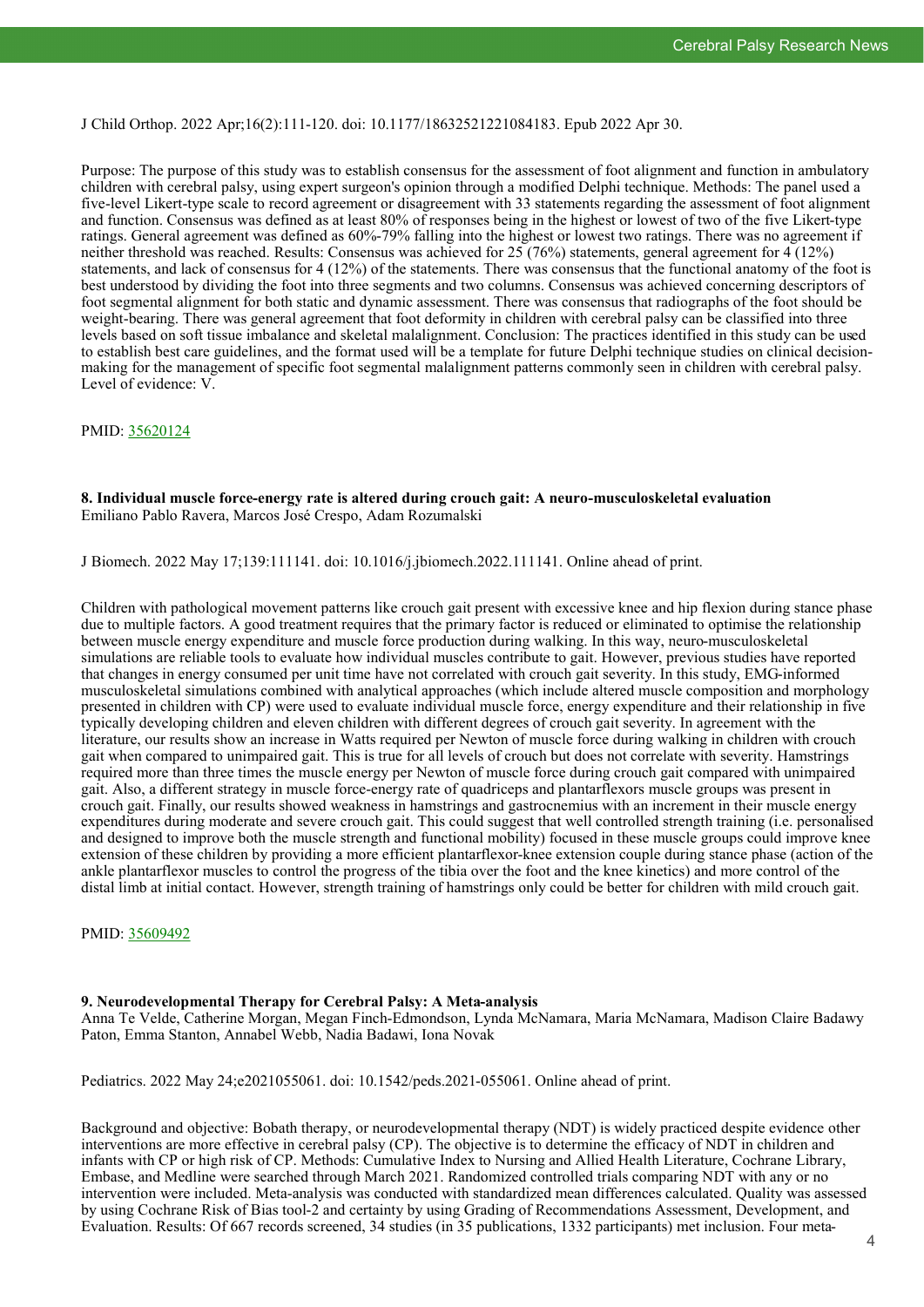J Child Orthop. 2022 Apr;16(2):111-120. doi: 10.1177/18632521221084183. Epub 2022 Apr 30.

Purpose: The purpose of this study was to establish consensus for the assessment of foot alignment and function in ambulatory children with cerebral palsy, using expert surgeon's opinion through a modified Delphi technique. Methods: The panel used a five-level Likert-type scale to record agreement or disagreement with 33 statements regarding the assessment of foot alignment and function. Consensus was defined as at least 80% of responses being in the highest or lowest of two of the five Likert-type ratings. General agreement was defined as 60%-79% falling into the highest or lowest two ratings. There was no agreement if neither threshold was reached. Results: Consensus was achieved for 25 (76%) statements, general agreement for 4 (12%) statements, and lack of consensus for 4 (12%) of the statements. There was consensus that the functional anatomy of the foot is best understood by dividing the foot into three segments and two columns. Consensus was achieved concerning descriptors of foot segmental alignment for both static and dynamic assessment. There was consensus that radiographs of the foot should be weight-bearing. There was general agreement that foot deformity in children with cerebral palsy can be classified into three levels based on soft tissue imbalance and skeletal malalignment. Conclusion: The practices identified in this study can be used to establish best care guidelines, and the format used will be a template for future Delphi technique studies on clinical decision-making for the management of specific foot segmental malalignment patterns commonly seen in children with cerebral palsy. Level of evidence: V.

PMID: 35620124

**8. Individual muscle force-energy rate is altered during crouch gait: A neuro-musculoskeletal evaluation**
Emiliano Pablo Ravera, Marcos José Crespo, Adam Rozumalski

J Biomech. 2022 May 17;139:111141. doi: 10.1016/j.jbiomech.2022.111141. Online ahead of print.

Children with pathological movement patterns like crouch gait present with excessive knee and hip flexion during stance phase due to multiple factors. A good treatment requires that the primary factor is reduced or eliminated to optimise the relationship between muscle energy expenditure and muscle force production during walking. In this way, neuro-musculoskeletal simulations are reliable tools to evaluate how individual muscles contribute to gait. However, previous studies have reported that changes in energy consumed per unit time have not correlated with crouch gait severity. In this study, EMG-informed musculoskeletal simulations combined with analytical approaches (which include altered muscle composition and morphology presented in children with CP) were used to evaluate individual muscle force, energy expenditure and their relationship in five typically developing children and eleven children with different degrees of crouch gait severity. In agreement with the literature, our results show an increase in Watts required per Newton of muscle force during walking in children with crouch gait when compared to unimpaired gait. This is true for all levels of crouch but does not correlate with severity. Hamstrings required more than three times the muscle energy per Newton of muscle force during crouch gait compared with unimpaired gait. Also, a different strategy in muscle force-energy rate of quadriceps and plantarflexors muscle groups was present in crouch gait. Finally, our results showed weakness in hamstrings and gastrocnemius with an increment in their muscle energy expenditures during moderate and severe crouch gait. This could suggest that well controlled strength training (i.e. personalised and designed to improve both the muscle strength and functional mobility) focused in these muscle groups could improve knee extension of these children by providing a more efficient plantarflexor-knee extension couple during stance phase (action of the ankle plantarflexor muscles to control the progress of the tibia over the foot and the knee kinetics) and more control of the distal limb at initial contact. However, strength training of hamstrings only could be better for children with mild crouch gait.

PMID: 35609492

**9. Neurodevelopmental Therapy for Cerebral Palsy: A Meta-analysis**
Anna Te Velde, Catherine Morgan, Megan Finch-Edmondson, Lynda McNamara, Maria McNamara, Madison Claire Badawy Paton, Emma Stanton, Annabel Webb, Nadia Badawi, Iona Novak

Pediatrics. 2022 May 24;e2021055061. doi: 10.1542/peds.2021-055061. Online ahead of print.

Background and objective: Bobath therapy, or neurodevelopmental therapy (NDT) is widely practiced despite evidence other interventions are more effective in cerebral palsy (CP). The objective is to determine the efficacy of NDT in children and infants with CP or high risk of CP. Methods: Cumulative Index to Nursing and Allied Health Literature, Cochrane Library, Embase, and Medline were searched through March 2021. Randomized controlled trials comparing NDT with any or no intervention were included. Meta-analysis was conducted with standardized mean differences calculated. Quality was assessed by using Cochrane Risk of Bias tool-2 and certainty by using Grading of Recommendations Assessment, Development, and Evaluation. Results: Of 667 records screened, 34 studies (in 35 publications, 1332 participants) met inclusion. Four meta-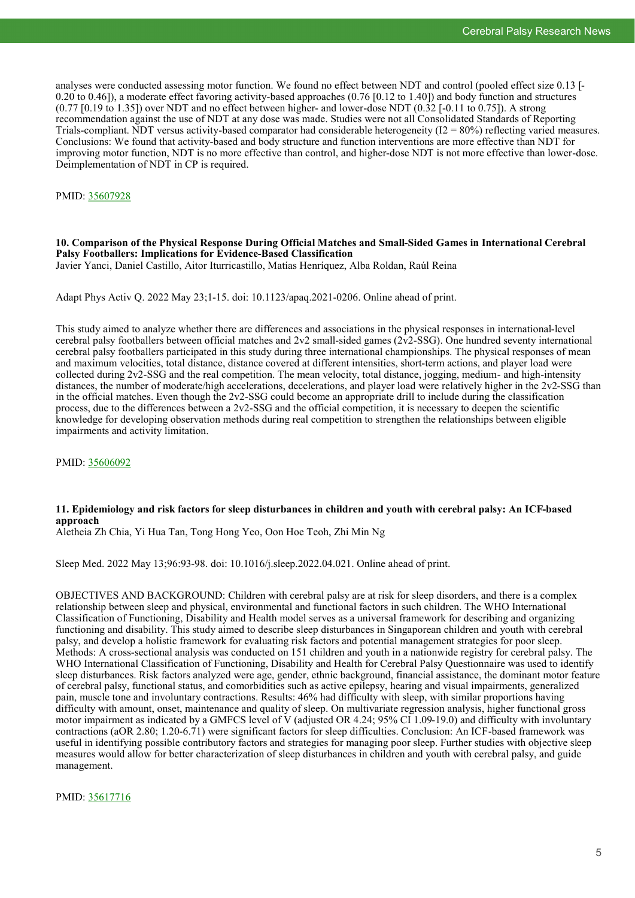analyses were conducted assessing motor function. We found no effect between NDT and control (pooled effect size 0.13 [-0.20 to 0.46]), a moderate effect favoring activity-based approaches (0.76 [0.12 to 1.40]) and body function and structures (0.77 [0.19 to 1.35]) over NDT and no effect between higher- and lower-dose NDT (0.32 [-0.11 to 0.75]). A strong recommendation against the use of NDT at any dose was made. Studies were not all Consolidated Standards of Reporting Trials-compliant. NDT versus activity-based comparator had considerable heterogeneity ($I^2$ = 80%) reflecting varied measures. Conclusions: We found that activity-based and body structure and function interventions are more effective than NDT for improving motor function, NDT is no more effective than control, and higher-dose NDT is not more effective than lower-dose. Deimplementation of NDT in CP is required.

PMID: 35607928

### 10. Comparison of the Physical Response During Official Matches and Small-Sided Games in International Cerebral Palsy Footballers: Implications for Evidence-Based Classification

Javier Yanci, Daniel Castillo, Aitor Iturricastillo, Matías Henríquez, Alba Roldan, Raúl Reina

Adapt Phys Activ Q. 2022 May 23;1-15. doi: 10.1123/apaq.2021-0206. Online ahead of print.

This study aimed to analyze whether there are differences and associations in the physical responses in international-level cerebral palsy footballers between official matches and 2v2 small-sided games (2v2-SSG). One hundred seventy international cerebral palsy footballers participated in this study during three international championships. The physical responses of mean and maximum velocities, total distance, distance covered at different intensities, short-term actions, and player load were collected during 2v2-SSG and the real competition. The mean velocity, total distance, jogging, medium- and high-intensity distances, the number of moderate/high accelerations, decelerations, and player load were relatively higher in the 2v2-SSG than in the official matches. Even though the 2v2-SSG could become an appropriate drill to include during the classification process, due to the differences between a 2v2-SSG and the official competition, it is necessary to deepen the scientific knowledge for developing observation methods during real competition to strengthen the relationships between eligible impairments and activity limitation.

PMID: 35606092

### 11. Epidemiology and risk factors for sleep disturbances in children and youth with cerebral palsy: An ICF-based approach

Aletheia Zh Chia, Yi Hua Tan, Tong Hong Yeo, Oon Hoe Teoh, Zhi Min Ng

Sleep Med. 2022 May 13;96:93-98. doi: 10.1016/j.sleep.2022.04.021. Online ahead of print.

OBJECTIVES AND BACKGROUND: Children with cerebral palsy are at risk for sleep disorders, and there is a complex relationship between sleep and physical, environmental and functional factors in such children. The WHO International Classification of Functioning, Disability and Health model serves as a universal framework for describing and organizing functioning and disability. This study aimed to describe sleep disturbances in Singaporean children and youth with cerebral palsy, and develop a holistic framework for evaluating risk factors and potential management strategies for poor sleep. Methods: A cross-sectional analysis was conducted on 151 children and youth in a nationwide registry for cerebral palsy. The WHO International Classification of Functioning, Disability and Health for Cerebral Palsy Questionnaire was used to identify sleep disturbances. Risk factors analyzed were age, gender, ethnic background, financial assistance, the dominant motor feature of cerebral palsy, functional status, and comorbidities such as active epilepsy, hearing and visual impairments, generalized pain, muscle tone and involuntary contractions. Results: 46% had difficulty with sleep, with similar proportions having difficulty with amount, onset, maintenance and quality of sleep. On multivariate regression analysis, higher functional gross motor impairment as indicated by a GMFCS level of V (adjusted OR 4.24; 95% CI 1.09-19.0) and difficulty with involuntary contractions (aOR 2.80; 1.20-6.71) were significant factors for sleep difficulties. Conclusion: An ICF-based framework was useful in identifying possible contributory factors and strategies for managing poor sleep. Further studies with objective sleep measures would allow for better characterization of sleep disturbances in children and youth with cerebral palsy, and guide management.

PMID: 35617716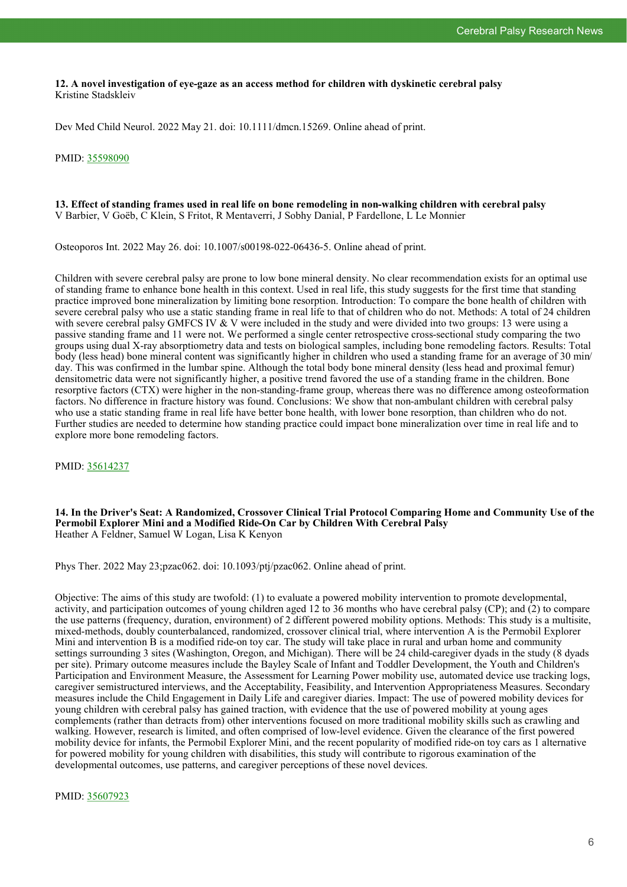**12. A novel investigation of eye-gaze as an access method for children with dyskinetic cerebral palsy**
Kristine Stadskleiv

Dev Med Child Neurol. 2022 May 21. doi: 10.1111/dmcn.15269. Online ahead of print.

PMID: [35598090](https://pubmed.ncbi.nlm.nih.gov/35598090)

**13. Effect of standing frames used in real life on bone remodeling in non-walking children with cerebral palsy**
V Barbier, V Goëb, C Klein, S Fritot, R Mentaverri, J Sobhy Danial, P Fardellone, L Le Monnier

Osteoporos Int. 2022 May 26. doi: 10.1007/s00198-022-06436-5. Online ahead of print.

Children with severe cerebral palsy are prone to low bone mineral density. No clear recommendation exists for an optimal use of standing frame to enhance bone health in this context. Used in real life, this study suggests for the first time that standing practice improved bone mineralization by limiting bone resorption. Introduction: To compare the bone health of children with severe cerebral palsy who use a static standing frame in real life to that of children who do not. Methods: A total of 24 children with severe cerebral palsy GMFCS IV & V were included in the study and were divided into two groups: 13 were using a passive standing frame and 11 were not. We performed a single center retrospective cross-sectional study comparing the two groups using dual X-ray absorptiometry data and tests on biological samples, including bone remodeling factors. Results: Total body (less head) bone mineral content was significantly higher in children who used a standing frame for an average of 30 min/day. This was confirmed in the lumbar spine. Although the total body bone mineral density (less head and proximal femur) densitometric data were not significantly higher, a positive trend favored the use of a standing frame in the children. Bone resorptive factors (CTX) were higher in the non-standing-frame group, whereas there was no difference among osteoformation factors. No difference in fracture history was found. Conclusions: We show that non-ambulant children with cerebral palsy who use a static standing frame in real life have better bone health, with lower bone resorption, than children who do not. Further studies are needed to determine how standing practice could impact bone mineralization over time in real life and to explore more bone remodeling factors.

PMID: [35614237](https://pubmed.ncbi.nlm.nih.gov/35614237)

**14. In the Driver's Seat: A Randomized, Crossover Clinical Trial Protocol Comparing Home and Community Use of the Permobil Explorer Mini and a Modified Ride-On Car by Children With Cerebral Palsy**
Heather A Feldner, Samuel W Logan, Lisa K Kenyon

Phys Ther. 2022 May 23;pzac062. doi: 10.1093/ptj/pzac062. Online ahead of print.

Objective: The aims of this study are twofold: (1) to evaluate a powered mobility intervention to promote developmental, activity, and participation outcomes of young children aged 12 to 36 months who have cerebral palsy (CP); and (2) to compare the use patterns (frequency, duration, environment) of 2 different powered mobility options. Methods: This study is a multisite, mixed-methods, doubly counterbalanced, randomized, crossover clinical trial, where intervention A is the Permobil Explorer Mini and intervention B is a modified ride-on toy car. The study will take place in rural and urban home and community settings surrounding 3 sites (Washington, Oregon, and Michigan). There will be 24 child-caregiver dyads in the study (8 dyads per site). Primary outcome measures include the Bayley Scale of Infant and Toddler Development, the Youth and Children's Participation and Environment Measure, the Assessment for Learning Power mobility use, automated device use tracking logs, caregiver semistructured interviews, and the Acceptability, Feasibility, and Intervention Appropriateness Measures. Secondary measures include the Child Engagement in Daily Life and caregiver diaries. Impact: The use of powered mobility devices for young children with cerebral palsy has gained traction, with evidence that the use of powered mobility at young ages complements (rather than detracts from) other interventions focused on more traditional mobility skills such as crawling and walking. However, research is limited, and often comprised of low-level evidence. Given the clearance of the first powered mobility device for infants, the Permobil Explorer Mini, and the recent popularity of modified ride-on toy cars as 1 alternative for powered mobility for young children with disabilities, this study will contribute to rigorous examination of the developmental outcomes, use patterns, and caregiver perceptions of these novel devices.

PMID: [35607923](https://pubmed.ncbi.nlm.nih.gov/35607923)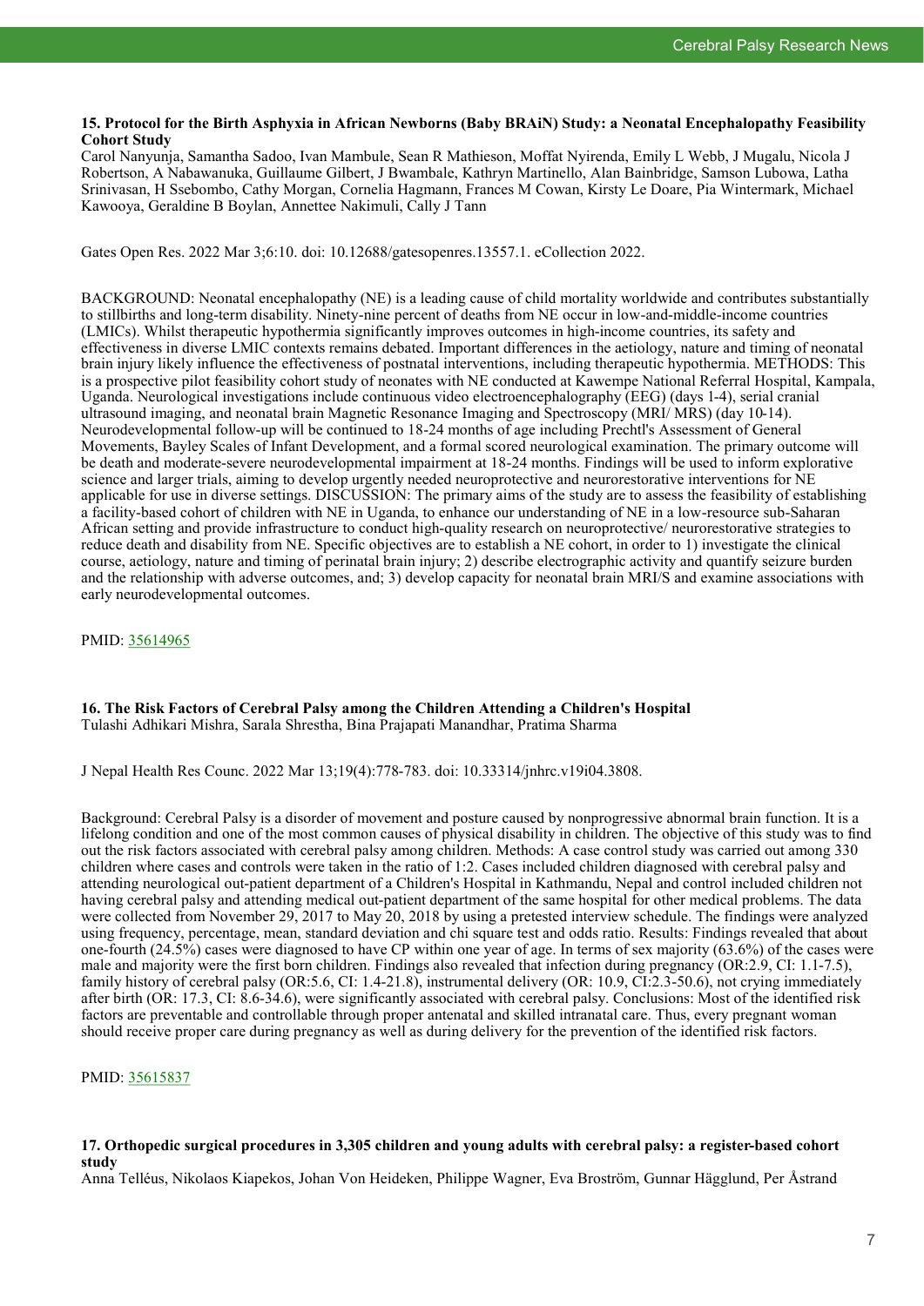### 15. Protocol for the Birth Asphyxia in African Newborns (Baby BRAiN) Study: a Neonatal Encephalopathy Feasibility Cohort Study

Carol Nanyunja, Samantha Sadoo, Ivan Mambule, Sean R Mathieson, Moffat Nyirenda, Emily L Webb, J Mugalu, Nicola J Robertson, A Nabawanuka, Guillaume Gilbert, J Bwambale, Kathryn Martinello, Alan Bainbridge, Samson Lubowa, Latha Srinivasan, H Ssebombo, Cathy Morgan, Cornelia Hagmann, Frances M Cowan, Kirsty Le Doare, Pia Wintermark, Michael Kawooya, Geraldine B Boylan, Annettee Nakimuli, Cally J Tann

Gates Open Res. 2022 Mar 3;6:10. doi: 10.12688/gatesopenres.13557.1. eCollection 2022.

BACKGROUND: Neonatal encephalopathy (NE) is a leading cause of child mortality worldwide and contributes substantially to stillbirths and long-term disability. Ninety-nine percent of deaths from NE occur in low-and-middle-income countries (LMICs). Whilst therapeutic hypothermia significantly improves outcomes in high-income countries, its safety and effectiveness in diverse LMIC contexts remains debated. Important differences in the aetiology, nature and timing of neonatal brain injury likely influence the effectiveness of postnatal interventions, including therapeutic hypothermia. METHODS: This is a prospective pilot feasibility cohort study of neonates with NE conducted at Kawempe National Referral Hospital, Kampala, Uganda. Neurological investigations include continuous video electroencephalography (EEG) (days 1-4), serial cranial ultrasound imaging, and neonatal brain Magnetic Resonance Imaging and Spectroscopy (MRI/ MRS) (day 10-14). Neurodevelopmental follow-up will be continued to 18-24 months of age including Prechtl's Assessment of General Movements, Bayley Scales of Infant Development, and a formal scored neurological examination. The primary outcome will be death and moderate-severe neurodevelopmental impairment at 18-24 months. Findings will be used to inform explorative science and larger trials, aiming to develop urgently needed neuroprotective and neurorestorative interventions for NE applicable for use in diverse settings. DISCUSSION: The primary aims of the study are to assess the feasibility of establishing a facility-based cohort of children with NE in Uganda, to enhance our understanding of NE in a low-resource sub-Saharan African setting and provide infrastructure to conduct high-quality research on neuroprotective/ neurorestorative strategies to reduce death and disability from NE. Specific objectives are to establish a NE cohort, in order to 1) investigate the clinical course, aetiology, nature and timing of perinatal brain injury; 2) describe electrographic activity and quantify seizure burden and the relationship with adverse outcomes, and; 3) develop capacity for neonatal brain MRI/S and examine associations with early neurodevelopmental outcomes.

PMID: [35614965](https://pubmed.ncbi.nlm.nih.gov/35614965)

### 16. The Risk Factors of Cerebral Palsy among the Children Attending a Children's Hospital

Tulashi Adhikari Mishra, Sarala Shrestha, Bina Prajapati Manandhar, Pratima Sharma

J Nepal Health Res Counc. 2022 Mar 13;19(4):778-783. doi: 10.33314/jnhrc.v19i04.3808.

Background: Cerebral Palsy is a disorder of movement and posture caused by nonprogressive abnormal brain function. It is a lifelong condition and one of the most common causes of physical disability in children. The objective of this study was to find out the risk factors associated with cerebral palsy among children. Methods: A case control study was carried out among 330 children where cases and controls were taken in the ratio of 1:2. Cases included children diagnosed with cerebral palsy and attending neurological out-patient department of a Children's Hospital in Kathmandu, Nepal and control included children not having cerebral palsy and attending medical out-patient department of the same hospital for other medical problems. The data were collected from November 29, 2017 to May 20, 2018 by using a pretested interview schedule. The findings were analyzed using frequency, percentage, mean, standard deviation and chi square test and odds ratio. Results: Findings revealed that about one-fourth (24.5%) cases were diagnosed to have CP within one year of age. In terms of sex majority (63.6%) of the cases were male and majority were the first born children. Findings also revealed that infection during pregnancy (OR:2.9, CI: 1.1-7.5), family history of cerebral palsy (OR:5.6, CI: 1.4-21.8), instrumental delivery (OR: 10.9, CI:2.3-50.6), not crying immediately after birth (OR: 17.3, CI: 8.6-34.6), were significantly associated with cerebral palsy. Conclusions: Most of the identified risk factors are preventable and controllable through proper antenatal and skilled intranatal care. Thus, every pregnant woman should receive proper care during pregnancy as well as during delivery for the prevention of the identified risk factors.

PMID: [35615837](https://pubmed.ncbi.nlm.nih.gov/35615837)

### 17. Orthopedic surgical procedures in 3,305 children and young adults with cerebral palsy: a register-based cohort study

Anna Telléus, Nikolaos Kiapekos, Johan Von Heideken, Philippe Wagner, Eva Broström, Gunnar Hägglund, Per Åstrand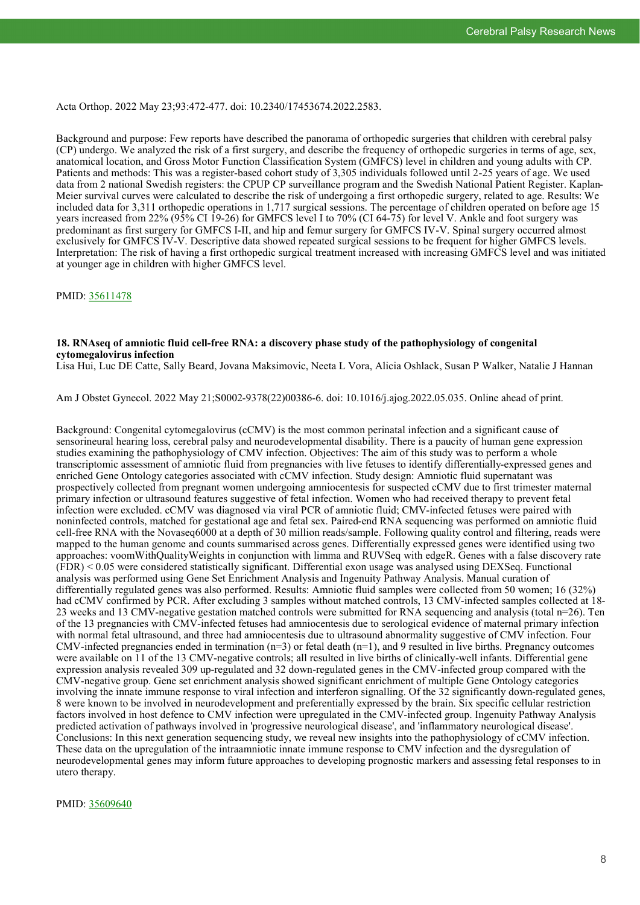Acta Orthop. 2022 May 23;93:472-477. doi: 10.2340/17453674.2022.2583.

Background and purpose: Few reports have described the panorama of orthopedic surgeries that children with cerebral palsy (CP) undergo. We analyzed the risk of a first surgery, and describe the frequency of orthopedic surgeries in terms of age, sex, anatomical location, and Gross Motor Function Classification System (GMFCS) level in children and young adults with CP. Patients and methods: This was a register-based cohort study of 3,305 individuals followed until 2-25 years of age. We used data from 2 national Swedish registers: the CPUP CP surveillance program and the Swedish National Patient Register. Kaplan-Meier survival curves were calculated to describe the risk of undergoing a first orthopedic surgery, related to age. Results: We included data for 3,311 orthopedic operations in 1,717 surgical sessions. The percentage of children operated on before age 15 years increased from 22% (95% CI 19-26) for GMFCS level I to 70% (CI 64-75) for level V. Ankle and foot surgery was predominant as first surgery for GMFCS I-II, and hip and femur surgery for GMFCS IV-V. Spinal surgery occurred almost exclusively for GMFCS IV-V. Descriptive data showed repeated surgical sessions to be frequent for higher GMFCS levels. Interpretation: The risk of having a first orthopedic surgical treatment increased with increasing GMFCS level and was initiated at younger age in children with higher GMFCS level.

PMID: [35611478](https://pubmed.ncbi.nlm.nih.gov/35611478)

### 18. RNAseq of amniotic fluid cell-free RNA: a discovery phase study of the pathophysiology of congenital cytomegalovirus infection

Lisa Hui, Luc DE Catte, Sally Beard, Jovana Maksimovic, Neeta L Vora, Alicia Oshlack, Susan P Walker, Natalie J Hannan

Am J Obstet Gynecol. 2022 May 21;S0002-9378(22)00386-6. doi: 10.1016/j.ajog.2022.05.035. Online ahead of print.

Background: Congenital cytomegalovirus (cCMV) is the most common perinatal infection and a significant cause of sensorineural hearing loss, cerebral palsy and neurodevelopmental disability. There is a paucity of human gene expression studies examining the pathophysiology of CMV infection. Objectives: The aim of this study was to perform a whole transcriptomic assessment of amniotic fluid from pregnancies with live fetuses to identify differentially-expressed genes and enriched Gene Ontology categories associated with cCMV infection. Study design: Amniotic fluid supernatant was prospectively collected from pregnant women undergoing amniocentesis for suspected cCMV due to first trimester maternal primary infection or ultrasound features suggestive of fetal infection. Women who had received therapy to prevent fetal infection were excluded. cCMV was diagnosed via viral PCR of amniotic fluid; CMV-infected fetuses were paired with noninfected controls, matched for gestational age and fetal sex. Paired-end RNA sequencing was performed on amniotic fluid cell-free RNA with the Novaseq6000 at a depth of 30 million reads/sample. Following quality control and filtering, reads were mapped to the human genome and counts summarised across genes. Differentially expressed genes were identified using two approaches: voomWithQualityWeights in conjunction with limma and RUVSeq with edgeR. Genes with a false discovery rate (FDR) < 0.05 were considered statistically significant. Differential exon usage was analysed using DEXSeq. Functional analysis was performed using Gene Set Enrichment Analysis and Ingenuity Pathway Analysis. Manual curation of differentially regulated genes was also performed. Results: Amniotic fluid samples were collected from 50 women; 16 (32%) had cCMV confirmed by PCR. After excluding 3 samples without matched controls, 13 CMV-infected samples collected at 18-23 weeks and 13 CMV-negative gestation matched controls were submitted for RNA sequencing and analysis (total n=26). Ten of the 13 pregnancies with CMV-infected fetuses had amniocentesis due to serological evidence of maternal primary infection with normal fetal ultrasound, and three had amniocentesis due to ultrasound abnormality suggestive of CMV infection. Four CMV-infected pregnancies ended in termination (n=3) or fetal death (n=1), and 9 resulted in live births. Pregnancy outcomes were available on 11 of the 13 CMV-negative controls; all resulted in live births of clinically-well infants. Differential gene expression analysis revealed 309 up-regulated and 32 down-regulated genes in the CMV-infected group compared with the CMV-negative group. Gene set enrichment analysis showed significant enrichment of multiple Gene Ontology categories involving the innate immune response to viral infection and interferon signalling. Of the 32 significantly down-regulated genes, 8 were known to be involved in neurodevelopment and preferentially expressed by the brain. Six specific cellular restriction factors involved in host defence to CMV infection were upregulated in the CMV-infected group. Ingenuity Pathway Analysis predicted activation of pathways involved in 'progressive neurological disease', and 'inflammatory neurological disease'. Conclusions: In this next generation sequencing study, we reveal new insights into the pathophysiology of cCMV infection. These data on the upregulation of the intraamniotic innate immune response to CMV infection and the dysregulation of neurodevelopmental genes may inform future approaches to developing prognostic markers and assessing fetal responses to in utero therapy.

PMID: [35609640](https://pubmed.ncbi.nlm.nih.gov/35609640)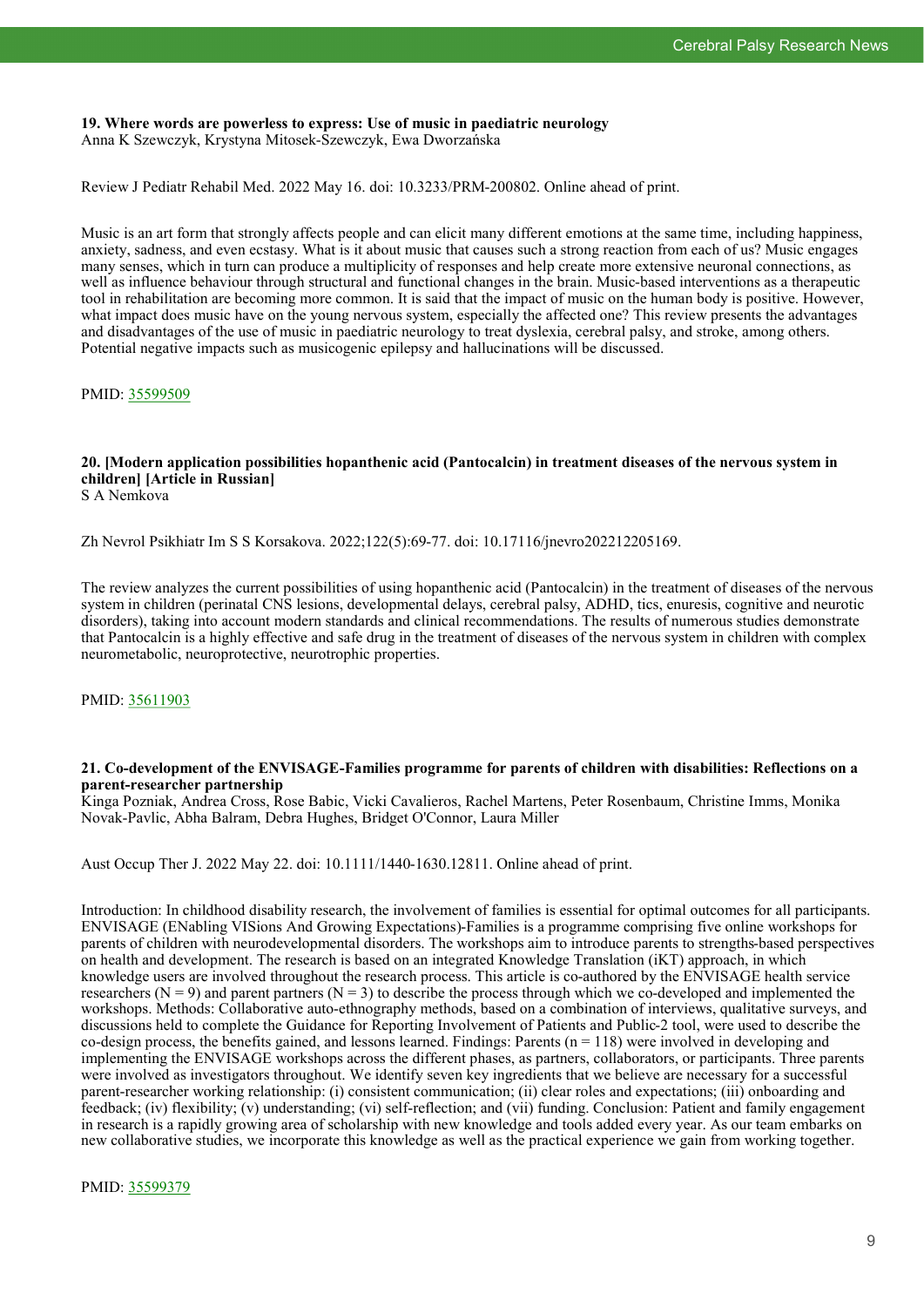**19. Where words are powerless to express: Use of music in paediatric neurology**
Anna K Szewczyk, Krystyna Mitosek-Szewczyk, Ewa Dworzańska

Review J Pediatr Rehabil Med. 2022 May 16. doi: 10.3233/PRM-200802. Online ahead of print.

Music is an art form that strongly affects people and can elicit many different emotions at the same time, including happiness, anxiety, sadness, and even ecstasy. What is it about music that causes such a strong reaction from each of us? Music engages many senses, which in turn can produce a multiplicity of responses and help create more extensive neuronal connections, as well as influence behaviour through structural and functional changes in the brain. Music-based interventions as a therapeutic tool in rehabilitation are becoming more common. It is said that the impact of music on the human body is positive. However, what impact does music have on the young nervous system, especially the affected one? This review presents the advantages and disadvantages of the use of music in paediatric neurology to treat dyslexia, cerebral palsy, and stroke, among others. Potential negative impacts such as musicogenic epilepsy and hallucinations will be discussed.

PMID: 35599509

**20. [Modern application possibilities hopanthenic acid (Pantocalcin) in treatment diseases of the nervous system in children] [Article in Russian]**
S A Nemkova

Zh Nevrol Psikhiatr Im S S Korsakova. 2022;122(5):69-77. doi: 10.17116/jnevro202212205169.

The review analyzes the current possibilities of using hopanthenic acid (Pantocalcin) in the treatment of diseases of the nervous system in children (perinatal CNS lesions, developmental delays, cerebral palsy, ADHD, tics, enuresis, cognitive and neurotic disorders), taking into account modern standards and clinical recommendations. The results of numerous studies demonstrate that Pantocalcin is a highly effective and safe drug in the treatment of diseases of the nervous system in children with complex neurometabolic, neuroprotective, neurotrophic properties.

PMID: 35611903

**21. Co-development of the ENVISAGE-Families programme for parents of children with disabilities: Reflections on a parent-researcher partnership**
Kinga Pozniak, Andrea Cross, Rose Babic, Vicki Cavalieros, Rachel Martens, Peter Rosenbaum, Christine Imms, Monika Novak-Pavlic, Abha Balram, Debra Hughes, Bridget O'Connor, Laura Miller

Aust Occup Ther J. 2022 May 22. doi: 10.1111/1440-1630.12811. Online ahead of print.

Introduction: In childhood disability research, the involvement of families is essential for optimal outcomes for all participants. ENVISAGE (ENabling VISions And Growing Expectations)-Families is a programme comprising five online workshops for parents of children with neurodevelopmental disorders. The workshops aim to introduce parents to strengths-based perspectives on health and development. The research is based on an integrated Knowledge Translation (iKT) approach, in which knowledge users are involved throughout the research process. This article is co-authored by the ENVISAGE health service researchers (N = 9) and parent partners (N = 3) to describe the process through which we co-developed and implemented the workshops. Methods: Collaborative auto-ethnography methods, based on a combination of interviews, qualitative surveys, and discussions held to complete the Guidance for Reporting Involvement of Patients and Public-2 tool, were used to describe the co-design process, the benefits gained, and lessons learned. Findings: Parents (n = 118) were involved in developing and implementing the ENVISAGE workshops across the different phases, as partners, collaborators, or participants. Three parents were involved as investigators throughout. We identify seven key ingredients that we believe are necessary for a successful parent-researcher working relationship: (i) consistent communication; (ii) clear roles and expectations; (iii) onboarding and feedback; (iv) flexibility; (v) understanding; (vi) self-reflection; and (vii) funding. Conclusion: Patient and family engagement in research is a rapidly growing area of scholarship with new knowledge and tools added every year. As our team embarks on new collaborative studies, we incorporate this knowledge as well as the practical experience we gain from working together.

PMID: 35599379